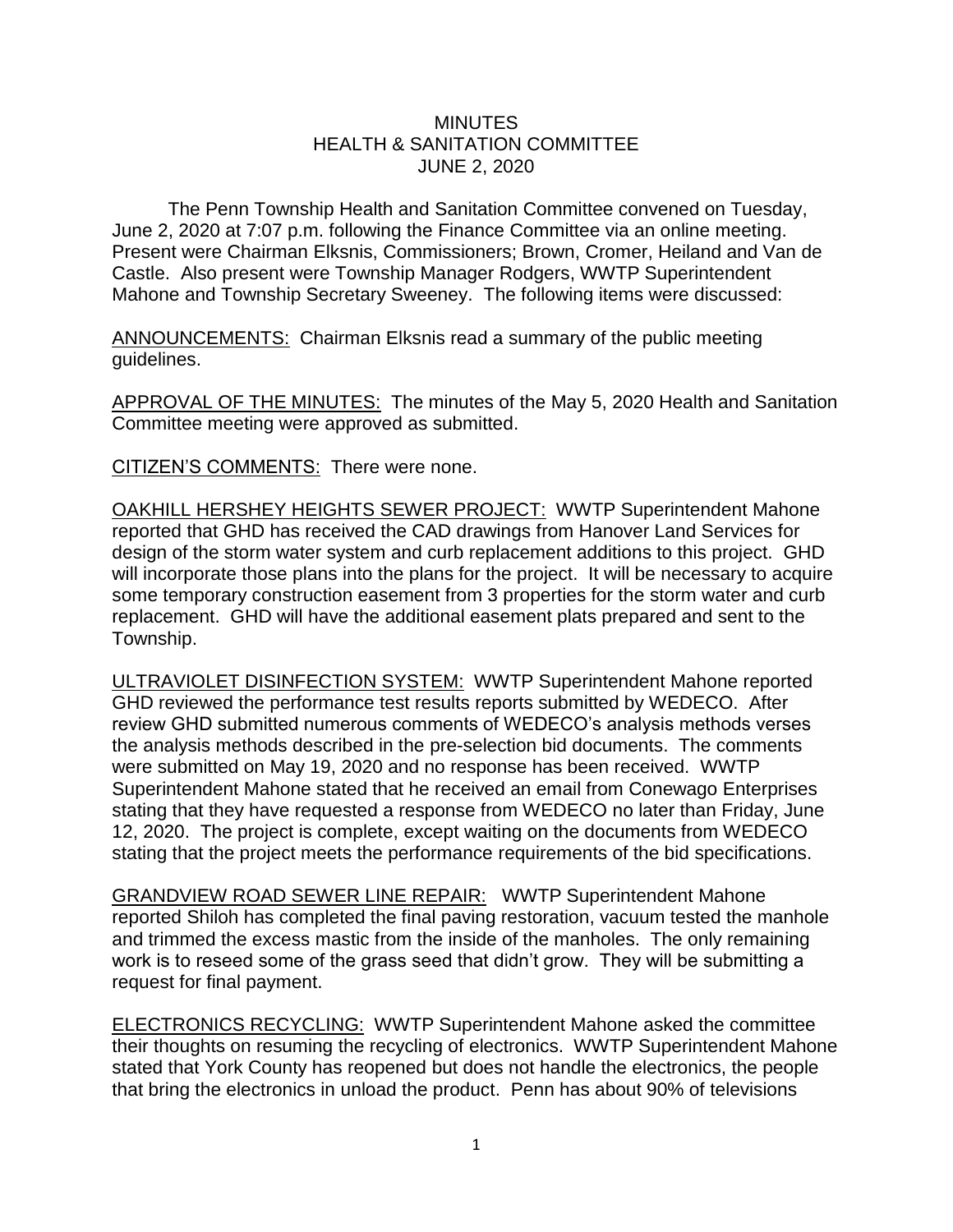MINUTES
HEALTH & SANITATION COMMITTEE
JUNE 2, 2020

The Penn Township Health and Sanitation Committee convened on Tuesday, June 2, 2020 at 7:07 p.m. following the Finance Committee via an online meeting. Present were Chairman Elksnis, Commissioners; Brown, Cromer, Heiland and Van de Castle. Also present were Township Manager Rodgers, WWTP Superintendent Mahone and Township Secretary Sweeney. The following items were discussed:

<u>ANNOUNCEMENTS:</u> Chairman Elksnis read a summary of the public meeting guidelines.

<u>APPROVAL OF THE MINUTES:</u> The minutes of the May 5, 2020 Health and Sanitation Committee meeting were approved as submitted.

<u>CITIZEN'S COMMENTS:</u> There were none.

<u>OAKHILL HERSHEY HEIGHTS SEWER PROJECT:</u> WWTP Superintendent Mahone reported that GHD has received the CAD drawings from Hanover Land Services for design of the storm water system and curb replacement additions to this project. GHD will incorporate those plans into the plans for the project. It will be necessary to acquire some temporary construction easement from 3 properties for the storm water and curb replacement. GHD will have the additional easement plats prepared and sent to the Township.

<u>ULTRAVIOLET DISINFECTION SYSTEM:</u> WWTP Superintendent Mahone reported GHD reviewed the performance test results reports submitted by WEDECO. After review GHD submitted numerous comments of WEDECO's analysis methods verses the analysis methods described in the pre-selection bid documents. The comments were submitted on May 19, 2020 and no response has been received. WWTP Superintendent Mahone stated that he received an email from Conewago Enterprises stating that they have requested a response from WEDECO no later than Friday, June 12, 2020. The project is complete, except waiting on the documents from WEDECO stating that the project meets the performance requirements of the bid specifications.

<u>GRANDVIEW ROAD SEWER LINE REPAIR:</u> WWTP Superintendent Mahone reported Shiloh has completed the final paving restoration, vacuum tested the manhole and trimmed the excess mastic from the inside of the manholes. The only remaining work is to reseed some of the grass seed that didn't grow. They will be submitting a request for final payment.

<u>ELECTRONICS RECYCLING:</u> WWTP Superintendent Mahone asked the committee their thoughts on resuming the recycling of electronics. WWTP Superintendent Mahone stated that York County has reopened but does not handle the electronics, the people that bring the electronics in unload the product. Penn has about 90% of televisions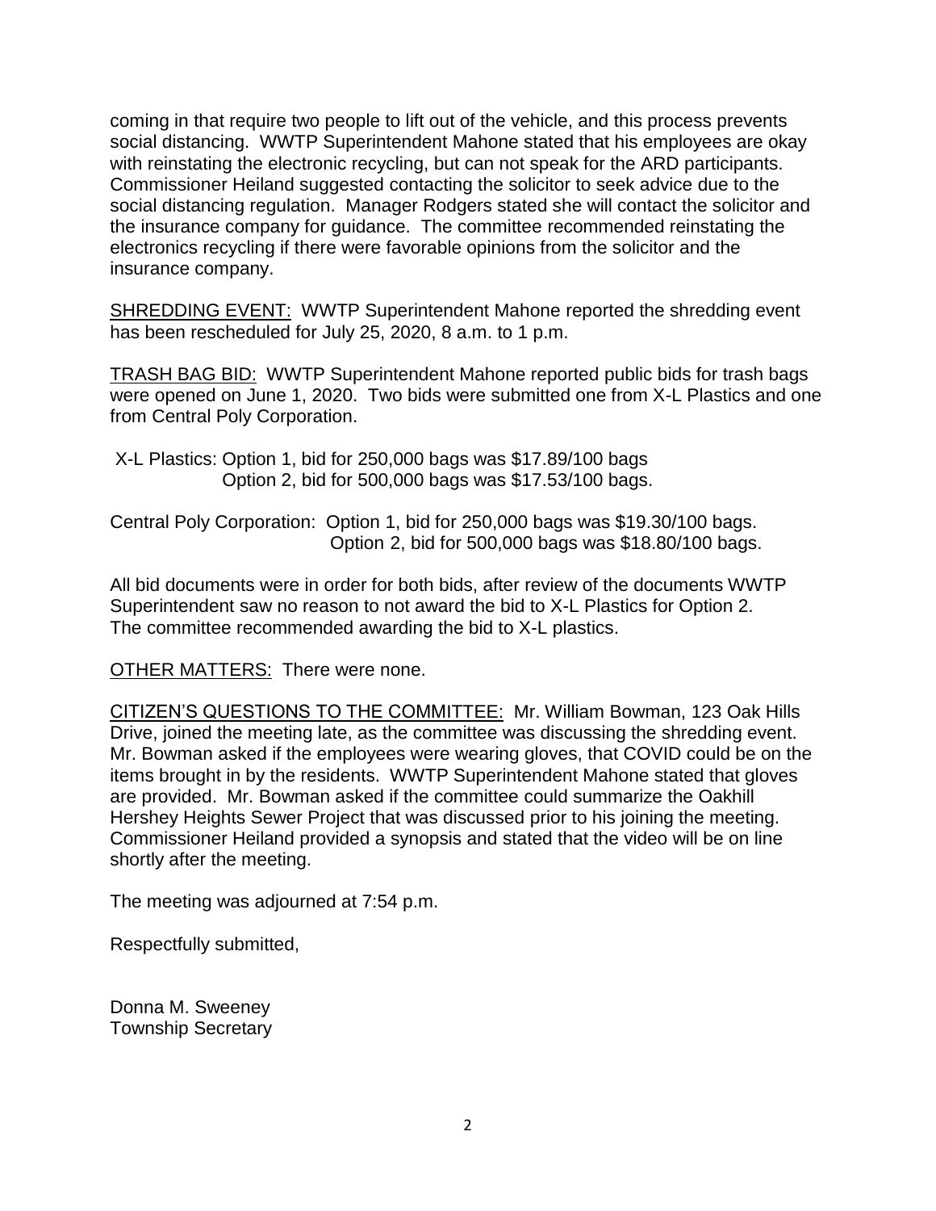coming in that require two people to lift out of the vehicle, and this process prevents social distancing. WWTP Superintendent Mahone stated that his employees are okay with reinstating the electronic recycling, but can not speak for the ARD participants. Commissioner Heiland suggested contacting the solicitor to seek advice due to the social distancing regulation. Manager Rodgers stated she will contact the solicitor and the insurance company for guidance. The committee recommended reinstating the electronics recycling if there were favorable opinions from the solicitor and the insurance company.

SHREDDING EVENT: WWTP Superintendent Mahone reported the shredding event has been rescheduled for July 25, 2020, 8 a.m. to 1 p.m.

TRASH BAG BID: WWTP Superintendent Mahone reported public bids for trash bags were opened on June 1, 2020. Two bids were submitted one from X-L Plastics and one from Central Poly Corporation.

X-L Plastics: Option 1, bid for 250,000 bags was $17.89/100 bags
Option 2, bid for 500,000 bags was $17.53/100 bags.

Central Poly Corporation: Option 1, bid for 250,000 bags was $19.30/100 bags.
Option 2, bid for 500,000 bags was $18.80/100 bags.

All bid documents were in order for both bids, after review of the documents WWTP Superintendent saw no reason to not award the bid to X-L Plastics for Option 2. The committee recommended awarding the bid to X-L plastics.

OTHER MATTERS: There were none.

CITIZEN'S QUESTIONS TO THE COMMITTEE: Mr. William Bowman, 123 Oak Hills Drive, joined the meeting late, as the committee was discussing the shredding event. Mr. Bowman asked if the employees were wearing gloves, that COVID could be on the items brought in by the residents. WWTP Superintendent Mahone stated that gloves are provided. Mr. Bowman asked if the committee could summarize the Oakhill Hershey Heights Sewer Project that was discussed prior to his joining the meeting. Commissioner Heiland provided a synopsis and stated that the video will be on line shortly after the meeting.

The meeting was adjourned at 7:54 p.m.

Respectfully submitted,

Donna M. Sweeney
Township Secretary